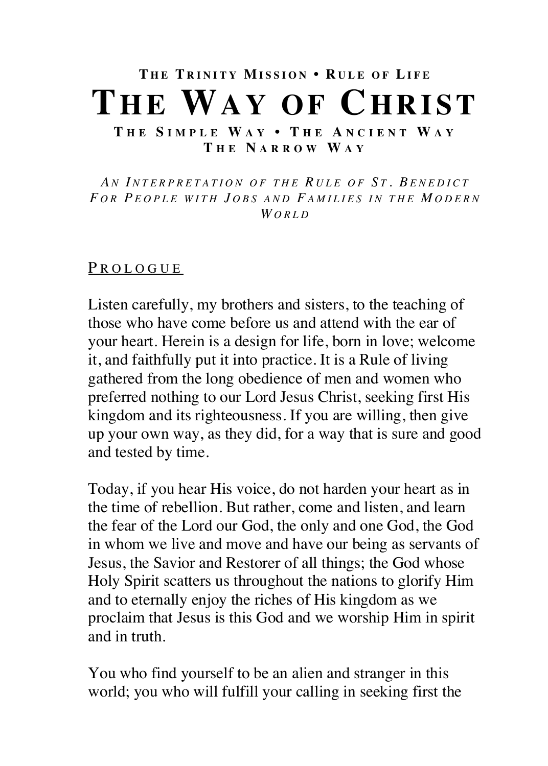THE TRINITY MISSION • RULE OF LIFE

# THE WAY OF CHRIST

THE SIMPLE WAY • THE ANCIENT WAY
THE NARROW WAY

*AN INTERPRETATION OF THE RULE OF ST. BENEDICT FOR PEOPLE WITH JOBS AND FAMILIES IN THE MODERN WORLD*

## PROLOGUE

Listen carefully, my brothers and sisters, to the teaching of those who have come before us and attend with the ear of your heart. Herein is a design for life, born in love; welcome it, and faithfully put it into practice. It is a Rule of living gathered from the long obedience of men and women who preferred nothing to our Lord Jesus Christ, seeking first His kingdom and its righteousness. If you are willing, then give up your own way, as they did, for a way that is sure and good and tested by time.

Today, if you hear His voice, do not harden your heart as in the time of rebellion. But rather, come and listen, and learn the fear of the Lord our God, the only and one God, the God in whom we live and move and have our being as servants of Jesus, the Savior and Restorer of all things; the God whose Holy Spirit scatters us throughout the nations to glorify Him and to eternally enjoy the riches of His kingdom as we proclaim that Jesus is this God and we worship Him in spirit and in truth.

You who find yourself to be an alien and stranger in this world; you who will fulfill your calling in seeking first the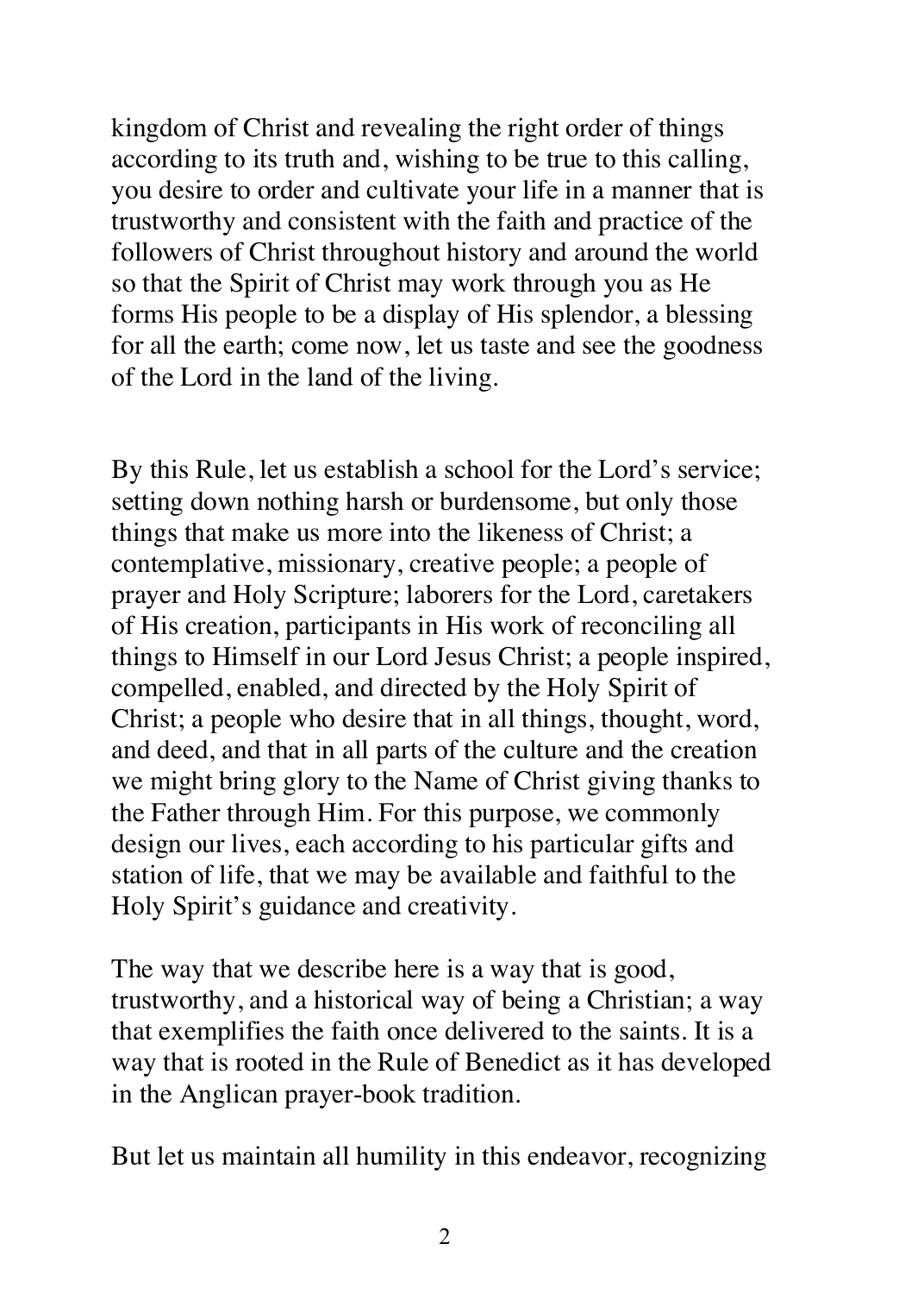kingdom of Christ and revealing the right order of things according to its truth and, wishing to be true to this calling, you desire to order and cultivate your life in a manner that is trustworthy and consistent with the faith and practice of the followers of Christ throughout history and around the world so that the Spirit of Christ may work through you as He forms His people to be a display of His splendor, a blessing for all the earth; come now, let us taste and see the goodness of the Lord in the land of the living.

By this Rule, let us establish a school for the Lord's service; setting down nothing harsh or burdensome, but only those things that make us more into the likeness of Christ; a contemplative, missionary, creative people; a people of prayer and Holy Scripture; laborers for the Lord, caretakers of His creation, participants in His work of reconciling all things to Himself in our Lord Jesus Christ; a people inspired, compelled, enabled, and directed by the Holy Spirit of Christ; a people who desire that in all things, thought, word, and deed, and that in all parts of the culture and the creation we might bring glory to the Name of Christ giving thanks to the Father through Him. For this purpose, we commonly design our lives, each according to his particular gifts and station of life, that we may be available and faithful to the Holy Spirit's guidance and creativity.

The way that we describe here is a way that is good, trustworthy, and a historical way of being a Christian; a way that exemplifies the faith once delivered to the saints. It is a way that is rooted in the Rule of Benedict as it has developed in the Anglican prayer-book tradition.

But let us maintain all humility in this endeavor, recognizing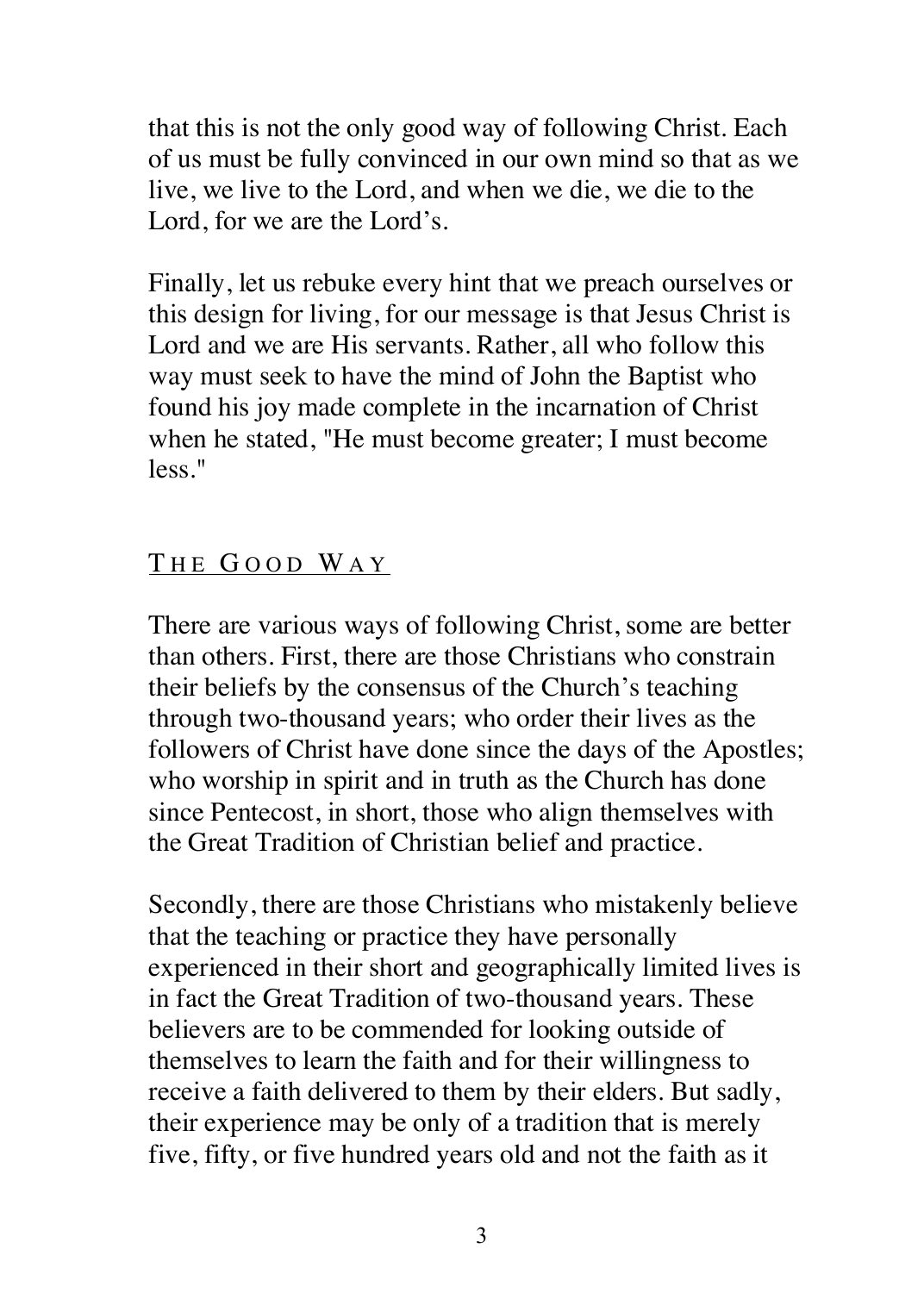that this is not the only good way of following Christ. Each of us must be fully convinced in our own mind so that as we live, we live to the Lord, and when we die, we die to the Lord, for we are the Lord's.

Finally, let us rebuke every hint that we preach ourselves or this design for living, for our message is that Jesus Christ is Lord and we are His servants. Rather, all who follow this way must seek to have the mind of John the Baptist who found his joy made complete in the incarnation of Christ when he stated, "He must become greater; I must become less."

## The Good Way

There are various ways of following Christ, some are better than others. First, there are those Christians who constrain their beliefs by the consensus of the Church's teaching through two-thousand years; who order their lives as the followers of Christ have done since the days of the Apostles; who worship in spirit and in truth as the Church has done since Pentecost, in short, those who align themselves with the Great Tradition of Christian belief and practice.

Secondly, there are those Christians who mistakenly believe that the teaching or practice they have personally experienced in their short and geographically limited lives is in fact the Great Tradition of two-thousand years. These believers are to be commended for looking outside of themselves to learn the faith and for their willingness to receive a faith delivered to them by their elders. But sadly, their experience may be only of a tradition that is merely five, fifty, or five hundred years old and not the faith as it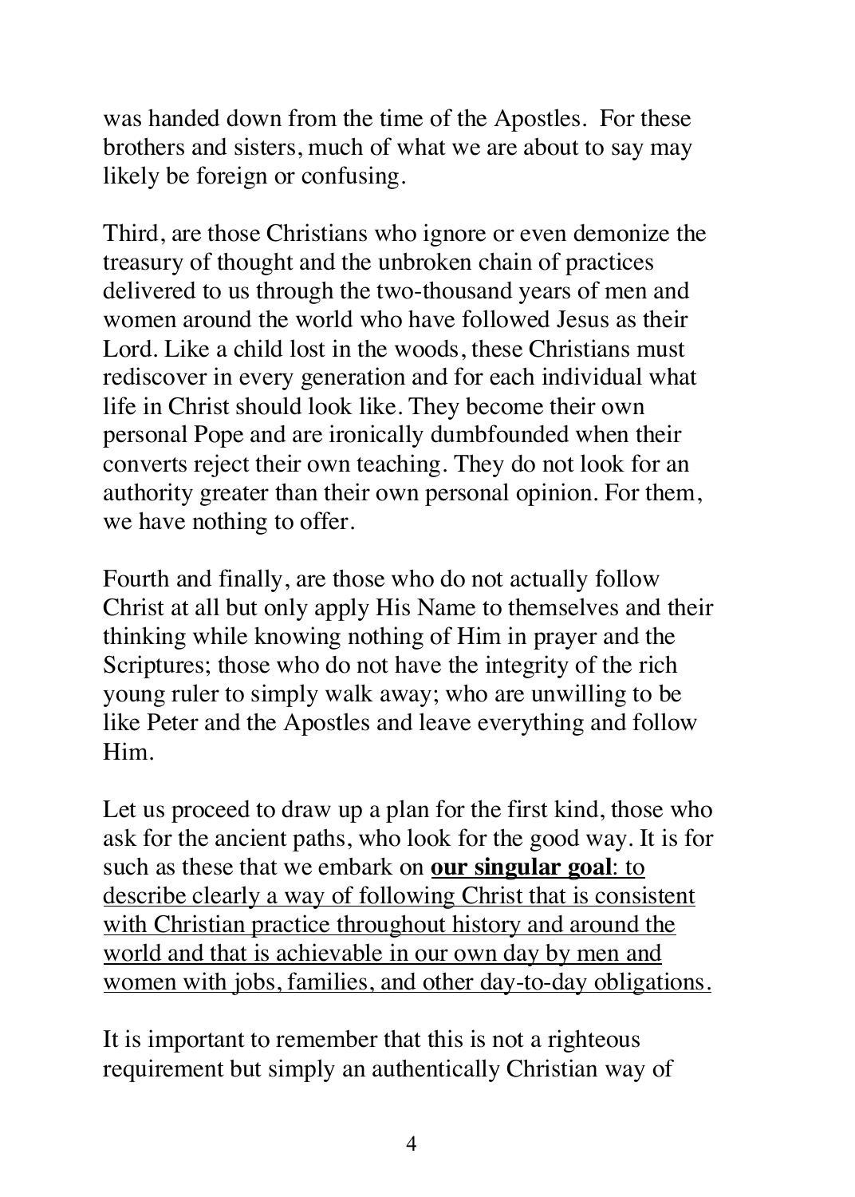was handed down from the time of the Apostles. For these brothers and sisters, much of what we are about to say may likely be foreign or confusing.

Third, are those Christians who ignore or even demonize the treasury of thought and the unbroken chain of practices delivered to us through the two-thousand years of men and women around the world who have followed Jesus as their Lord. Like a child lost in the woods, these Christians must rediscover in every generation and for each individual what life in Christ should look like. They become their own personal Pope and are ironically dumbfounded when their converts reject their own teaching. They do not look for an authority greater than their own personal opinion. For them, we have nothing to offer.

Fourth and finally, are those who do not actually follow Christ at all but only apply His Name to themselves and their thinking while knowing nothing of Him in prayer and the Scriptures; those who do not have the integrity of the rich young ruler to simply walk away; who are unwilling to be like Peter and the Apostles and leave everything and follow Him.

Let us proceed to draw up a plan for the first kind, those who ask for the ancient paths, who look for the good way. It is for such as these that we embark on <u>**our singular goal**: to describe clearly a way of following Christ that is consistent with Christian practice throughout history and around the world and that is achievable in our own day by men and women with jobs, families, and other day-to-day obligations.</u>

It is important to remember that this is not a righteous requirement but simply an authentically Christian way of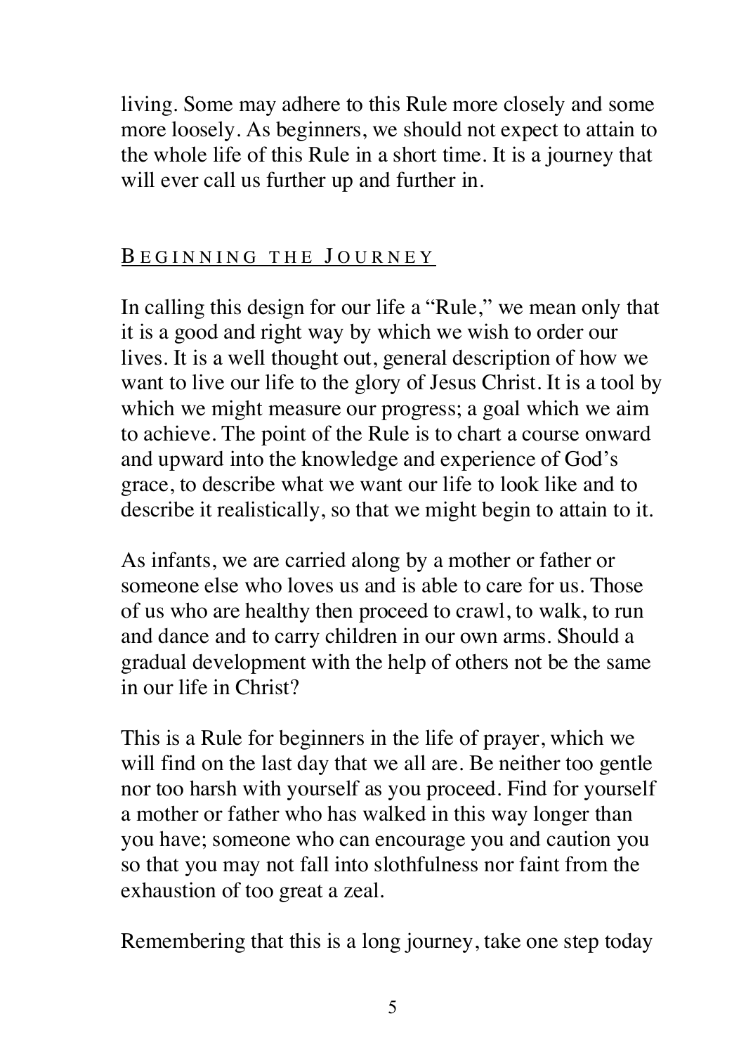living. Some may adhere to this Rule more closely and some more loosely. As beginners, we should not expect to attain to the whole life of this Rule in a short time. It is a journey that will ever call us further up and further in.

## Beginning the Journey

In calling this design for our life a "Rule," we mean only that it is a good and right way by which we wish to order our lives. It is a well thought out, general description of how we want to live our life to the glory of Jesus Christ. It is a tool by which we might measure our progress; a goal which we aim to achieve. The point of the Rule is to chart a course onward and upward into the knowledge and experience of God's grace, to describe what we want our life to look like and to describe it realistically, so that we might begin to attain to it.

As infants, we are carried along by a mother or father or someone else who loves us and is able to care for us. Those of us who are healthy then proceed to crawl, to walk, to run and dance and to carry children in our own arms. Should a gradual development with the help of others not be the same in our life in Christ?

This is a Rule for beginners in the life of prayer, which we will find on the last day that we all are. Be neither too gentle nor too harsh with yourself as you proceed. Find for yourself a mother or father who has walked in this way longer than you have; someone who can encourage you and caution you so that you may not fall into slothfulness nor faint from the exhaustion of too great a zeal.

Remembering that this is a long journey, take one step today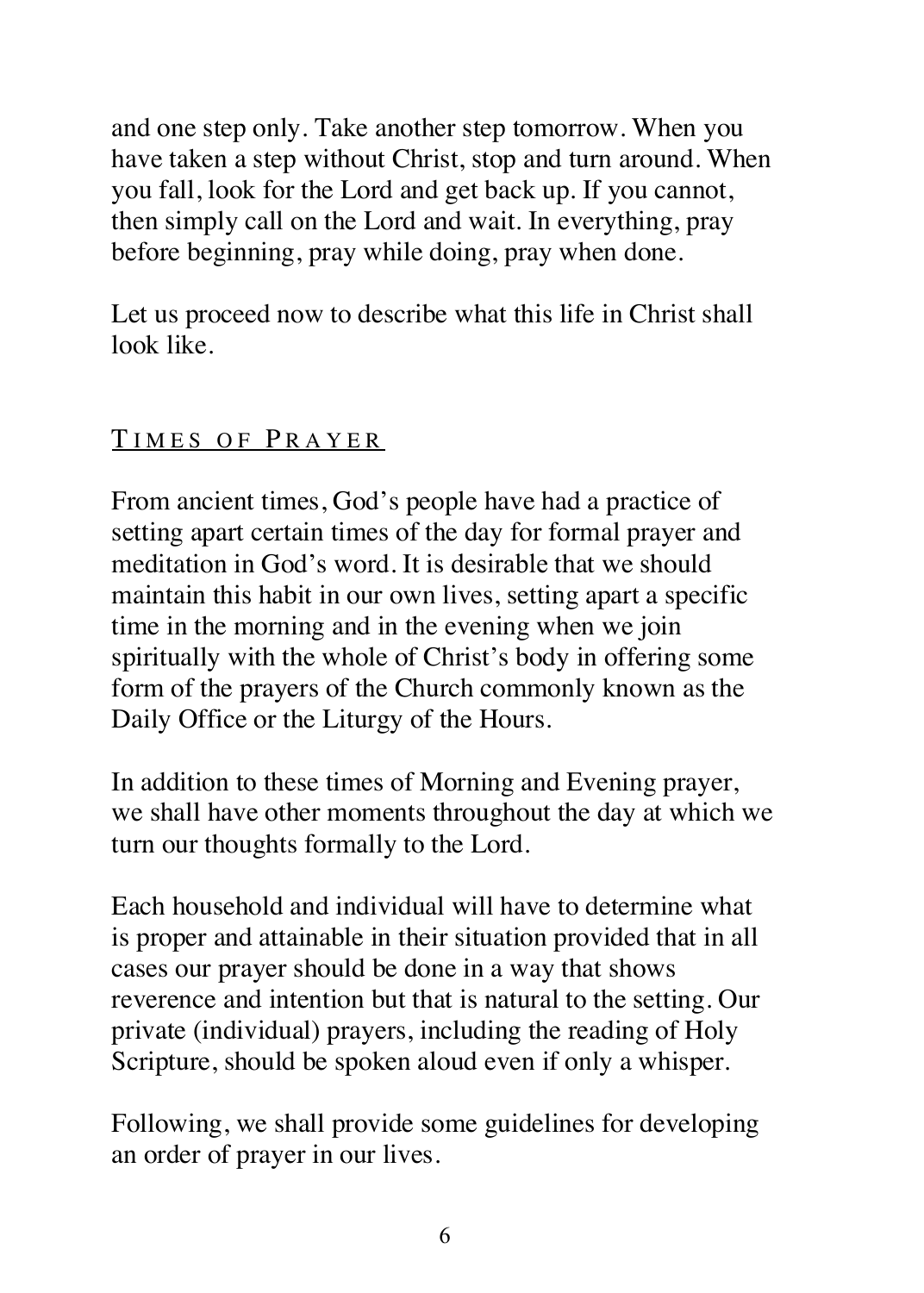and one step only. Take another step tomorrow. When you have taken a step without Christ, stop and turn around. When you fall, look for the Lord and get back up. If you cannot, then simply call on the Lord and wait. In everything, pray before beginning, pray while doing, pray when done.

Let us proceed now to describe what this life in Christ shall look like.

## Times of Prayer

From ancient times, God's people have had a practice of setting apart certain times of the day for formal prayer and meditation in God's word. It is desirable that we should maintain this habit in our own lives, setting apart a specific time in the morning and in the evening when we join spiritually with the whole of Christ's body in offering some form of the prayers of the Church commonly known as the Daily Office or the Liturgy of the Hours.

In addition to these times of Morning and Evening prayer, we shall have other moments throughout the day at which we turn our thoughts formally to the Lord.

Each household and individual will have to determine what is proper and attainable in their situation provided that in all cases our prayer should be done in a way that shows reverence and intention but that is natural to the setting. Our private (individual) prayers, including the reading of Holy Scripture, should be spoken aloud even if only a whisper.

Following, we shall provide some guidelines for developing an order of prayer in our lives.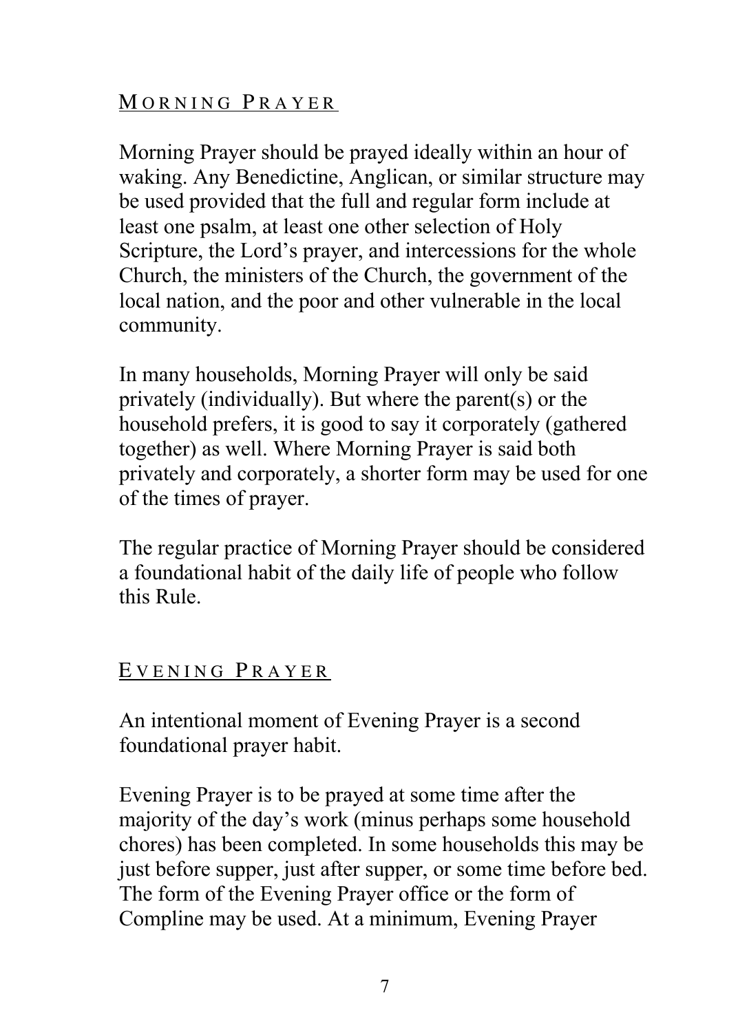## Morning Prayer

Morning Prayer should be prayed ideally within an hour of waking. Any Benedictine, Anglican, or similar structure may be used provided that the full and regular form include at least one psalm, at least one other selection of Holy Scripture, the Lord's prayer, and intercessions for the whole Church, the ministers of the Church, the government of the local nation, and the poor and other vulnerable in the local community.

In many households, Morning Prayer will only be said privately (individually). But where the parent(s) or the household prefers, it is good to say it corporately (gathered together) as well. Where Morning Prayer is said both privately and corporately, a shorter form may be used for one of the times of prayer.

The regular practice of Morning Prayer should be considered a foundational habit of the daily life of people who follow this Rule.

## Evening Prayer

An intentional moment of Evening Prayer is a second foundational prayer habit.

Evening Prayer is to be prayed at some time after the majority of the day's work (minus perhaps some household chores) has been completed. In some households this may be just before supper, just after supper, or some time before bed. The form of the Evening Prayer office or the form of Compline may be used. At a minimum, Evening Prayer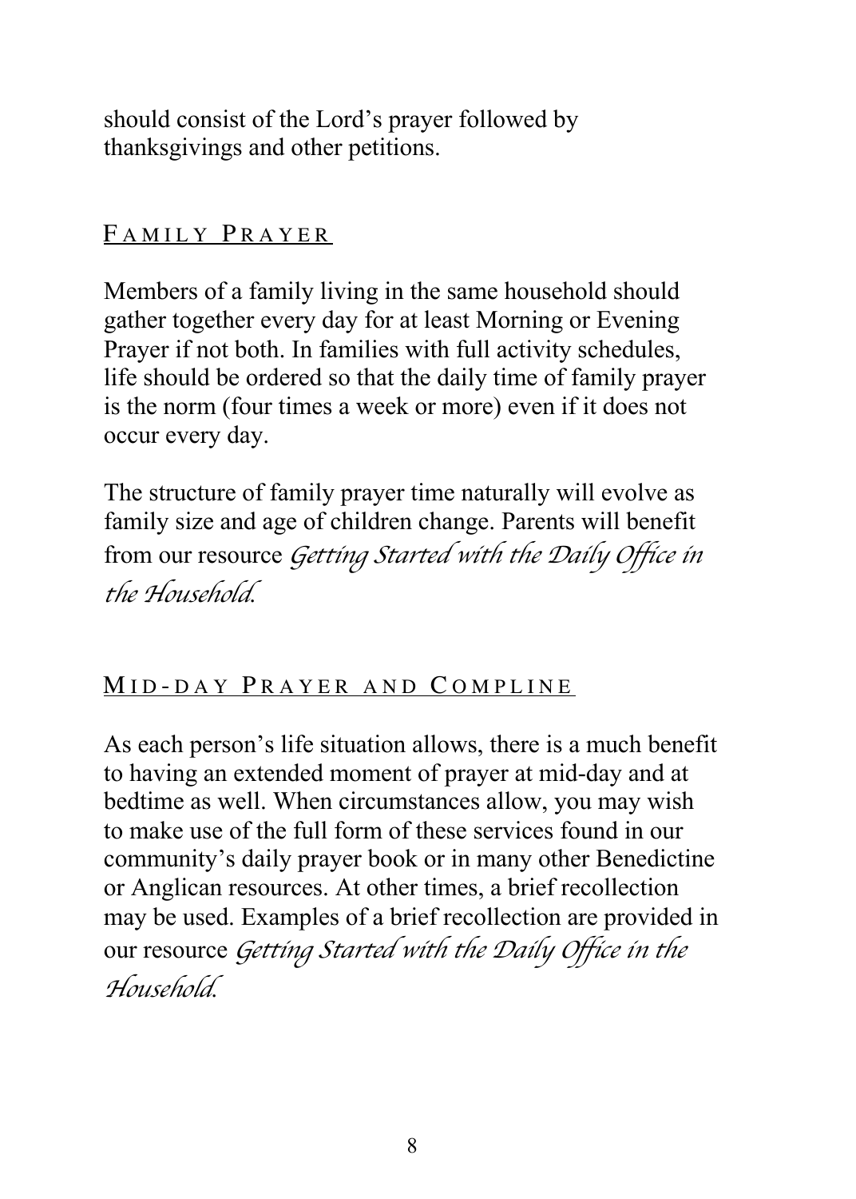should consist of the Lord's prayer followed by thanksgivings and other petitions.

## Family Prayer

Members of a family living in the same household should gather together every day for at least Morning or Evening Prayer if not both. In families with full activity schedules, life should be ordered so that the daily time of family prayer is the norm (four times a week or more) even if it does not occur every day.

The structure of family prayer time naturally will evolve as family size and age of children change. Parents will benefit from our resource *Getting Started with the Daily Office in the Household*.

## Mid-day Prayer and Compline

As each person's life situation allows, there is a much benefit to having an extended moment of prayer at mid-day and at bedtime as well. When circumstances allow, you may wish to make use of the full form of these services found in our community's daily prayer book or in many other Benedictine or Anglican resources. At other times, a brief recollection may be used. Examples of a brief recollection are provided in our resource *Getting Started with the Daily Office in the Household*.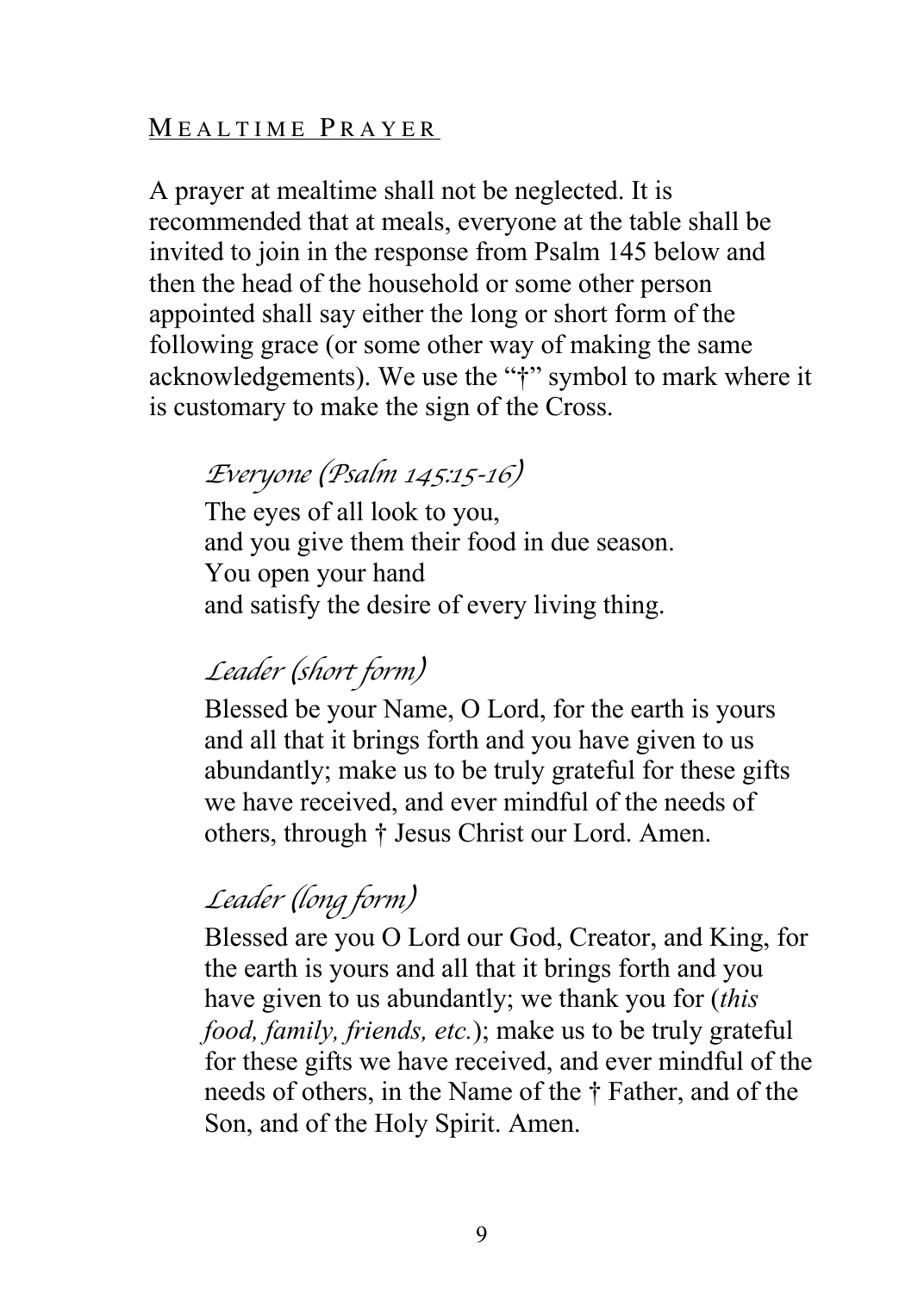## MEALTIME PRAYER

A prayer at mealtime shall not be neglected. It is recommended that at meals, everyone at the table shall be invited to join in the response from Psalm 145 below and then the head of the household or some other person appointed shall say either the long or short form of the following grace (or some other way of making the same acknowledgements). We use the "†" symbol to mark where it is customary to make the sign of the Cross.

### *Everyone (Psalm 145:15-16)*

The eyes of all look to you,
and you give them their food in due season.
You open your hand
and satisfy the desire of every living thing.

### *Leader (short form)*

Blessed be your Name, O Lord, for the earth is yours and all that it brings forth and you have given to us abundantly; make us to be truly grateful for these gifts we have received, and ever mindful of the needs of others, through † Jesus Christ our Lord. Amen.

### *Leader (long form)*

Blessed are you O Lord our God, Creator, and King, for the earth is yours and all that it brings forth and you have given to us abundantly; we thank you for (*this food, family, friends, etc.*); make us to be truly grateful for these gifts we have received, and ever mindful of the needs of others, in the Name of the † Father, and of the Son, and of the Holy Spirit. Amen.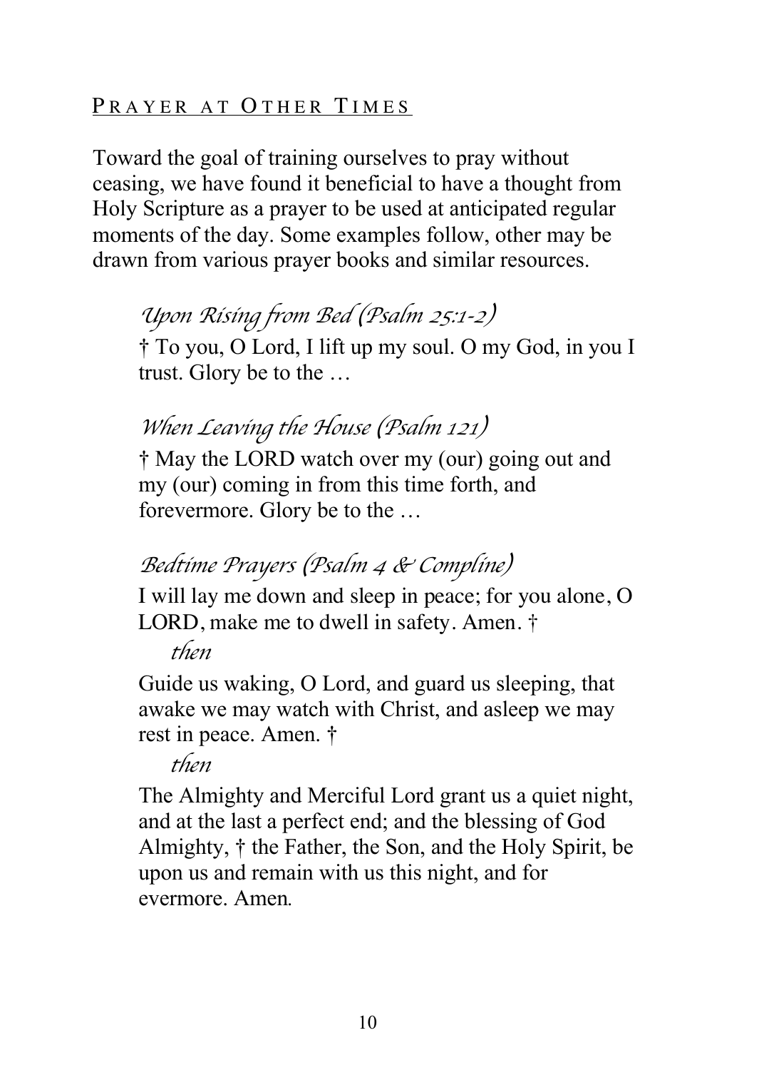## PRAYER AT OTHER TIMES

Toward the goal of training ourselves to pray without ceasing, we have found it beneficial to have a thought from Holy Scripture as a prayer to be used at anticipated regular moments of the day. Some examples follow, other may be drawn from various prayer books and similar resources.

### *Upon Rising from Bed (Psalm 25:1-2)*

† To you, O Lord, I lift up my soul. O my God, in you I trust. Glory be to the …

### *When Leaving the House (Psalm 121)*

† May the LORD watch over my (our) going out and my (our) coming in from this time forth, and forevermore. Glory be to the …

### *Bedtime Prayers (Psalm 4 & Compline)*

I will lay me down and sleep in peace; for you alone, O LORD, make me to dwell in safety. Amen. †

*then*

Guide us waking, O Lord, and guard us sleeping, that awake we may watch with Christ, and asleep we may rest in peace. Amen. †

*then*

The Almighty and Merciful Lord grant us a quiet night, and at the last a perfect end; and the blessing of God Almighty, † the Father, the Son, and the Holy Spirit, be upon us and remain with us this night, and for evermore. Amen.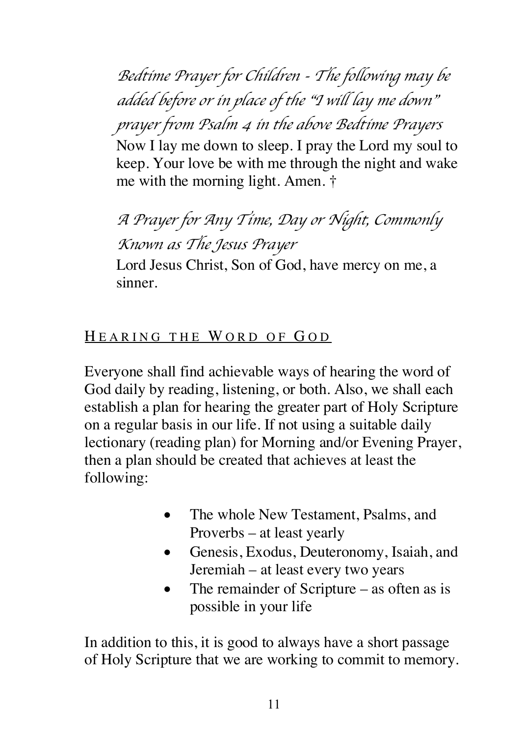*Bedtime Prayer for Children - The following may be added before or in place of the "I will lay me down" prayer from Psalm 4 in the above Bedtime Prayers*

Now I lay me down to sleep. I pray the Lord my soul to keep. Your love be with me through the night and wake me with the morning light. Amen. †

*A Prayer for Any Time, Day or Night, Commonly Known as The Jesus Prayer*

Lord Jesus Christ, Son of God, have mercy on me, a sinner.

## Hearing the Word of God

Everyone shall find achievable ways of hearing the word of God daily by reading, listening, or both. Also, we shall each establish a plan for hearing the greater part of Holy Scripture on a regular basis in our life. If not using a suitable daily lectionary (reading plan) for Morning and/or Evening Prayer, then a plan should be created that achieves at least the following:

- The whole New Testament, Psalms, and Proverbs – at least yearly
- Genesis, Exodus, Deuteronomy, Isaiah, and Jeremiah – at least every two years
- The remainder of Scripture – as often as is possible in your life

In addition to this, it is good to always have a short passage of Holy Scripture that we are working to commit to memory.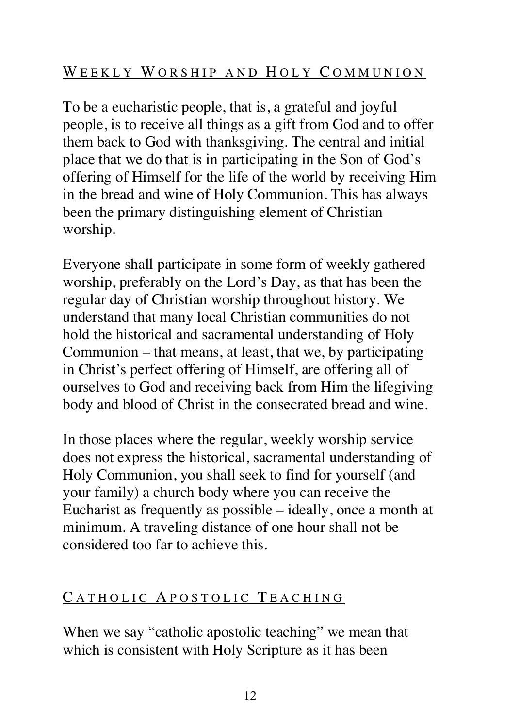## Weekly Worship and Holy Communion

To be a eucharistic people, that is, a grateful and joyful people, is to receive all things as a gift from God and to offer them back to God with thanksgiving. The central and initial place that we do that is in participating in the Son of God's offering of Himself for the life of the world by receiving Him in the bread and wine of Holy Communion. This has always been the primary distinguishing element of Christian worship.

Everyone shall participate in some form of weekly gathered worship, preferably on the Lord's Day, as that has been the regular day of Christian worship throughout history. We understand that many local Christian communities do not hold the historical and sacramental understanding of Holy Communion – that means, at least, that we, by participating in Christ's perfect offering of Himself, are offering all of ourselves to God and receiving back from Him the lifegiving body and blood of Christ in the consecrated bread and wine.

In those places where the regular, weekly worship service does not express the historical, sacramental understanding of Holy Communion, you shall seek to find for yourself (and your family) a church body where you can receive the Eucharist as frequently as possible – ideally, once a month at minimum. A traveling distance of one hour shall not be considered too far to achieve this.

## Catholic Apostolic Teaching

When we say "catholic apostolic teaching" we mean that which is consistent with Holy Scripture as it has been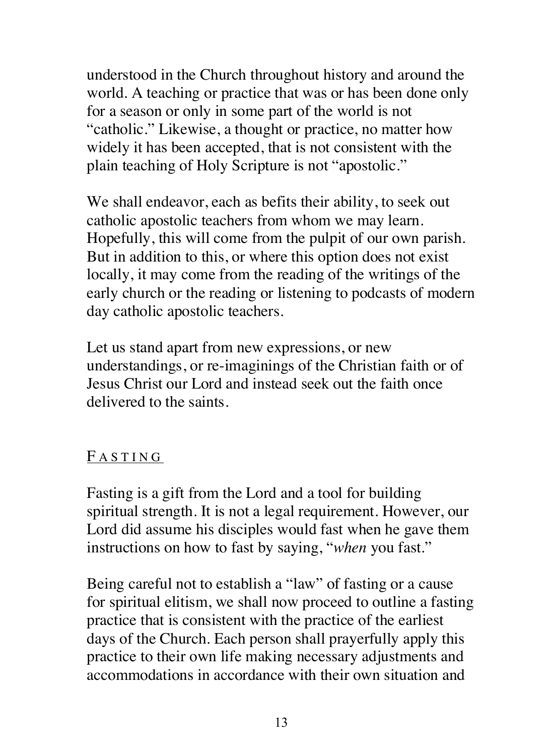understood in the Church throughout history and around the world. A teaching or practice that was or has been done only for a season or only in some part of the world is not "catholic." Likewise, a thought or practice, no matter how widely it has been accepted, that is not consistent with the plain teaching of Holy Scripture is not "apostolic."

We shall endeavor, each as befits their ability, to seek out catholic apostolic teachers from whom we may learn. Hopefully, this will come from the pulpit of our own parish. But in addition to this, or where this option does not exist locally, it may come from the reading of the writings of the early church or the reading or listening to podcasts of modern day catholic apostolic teachers.

Let us stand apart from new expressions, or new understandings, or re-imaginings of the Christian faith or of Jesus Christ our Lord and instead seek out the faith once delivered to the saints.

## FASTING

Fasting is a gift from the Lord and a tool for building spiritual strength. It is not a legal requirement. However, our Lord did assume his disciples would fast when he gave them instructions on how to fast by saying, "*when* you fast."

Being careful not to establish a "law" of fasting or a cause for spiritual elitism, we shall now proceed to outline a fasting practice that is consistent with the practice of the earliest days of the Church. Each person shall prayerfully apply this practice to their own life making necessary adjustments and accommodations in accordance with their own situation and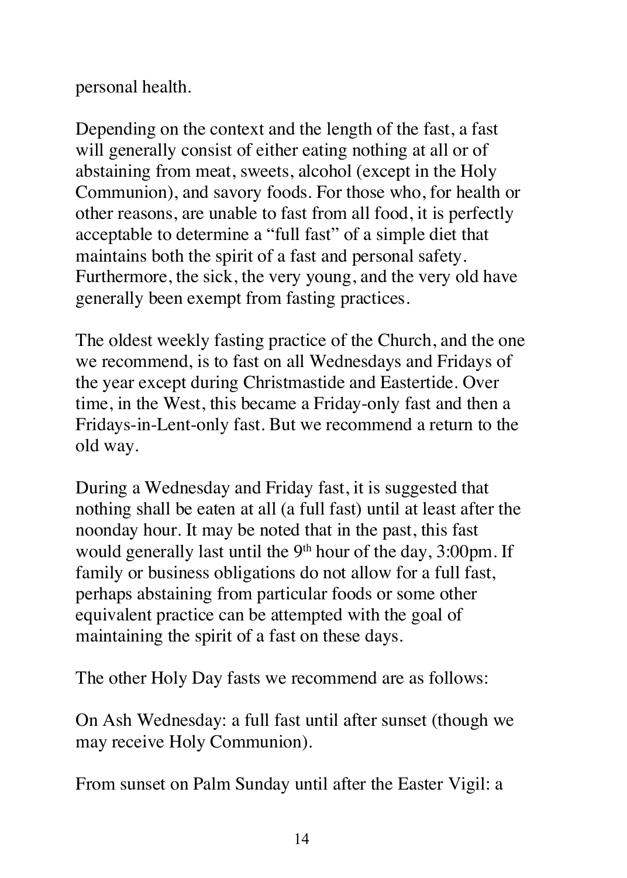personal health.

Depending on the context and the length of the fast, a fast will generally consist of either eating nothing at all or of abstaining from meat, sweets, alcohol (except in the Holy Communion), and savory foods. For those who, for health or other reasons, are unable to fast from all food, it is perfectly acceptable to determine a "full fast" of a simple diet that maintains both the spirit of a fast and personal safety. Furthermore, the sick, the very young, and the very old have generally been exempt from fasting practices.

The oldest weekly fasting practice of the Church, and the one we recommend, is to fast on all Wednesdays and Fridays of the year except during Christmastide and Eastertide. Over time, in the West, this became a Friday-only fast and then a Fridays-in-Lent-only fast. But we recommend a return to the old way.

During a Wednesday and Friday fast, it is suggested that nothing shall be eaten at all (a full fast) until at least after the noonday hour. It may be noted that in the past, this fast would generally last until the 9th hour of the day, 3:00pm. If family or business obligations do not allow for a full fast, perhaps abstaining from particular foods or some other equivalent practice can be attempted with the goal of maintaining the spirit of a fast on these days.

The other Holy Day fasts we recommend are as follows:

On Ash Wednesday: a full fast until after sunset (though we may receive Holy Communion).

From sunset on Palm Sunday until after the Easter Vigil: a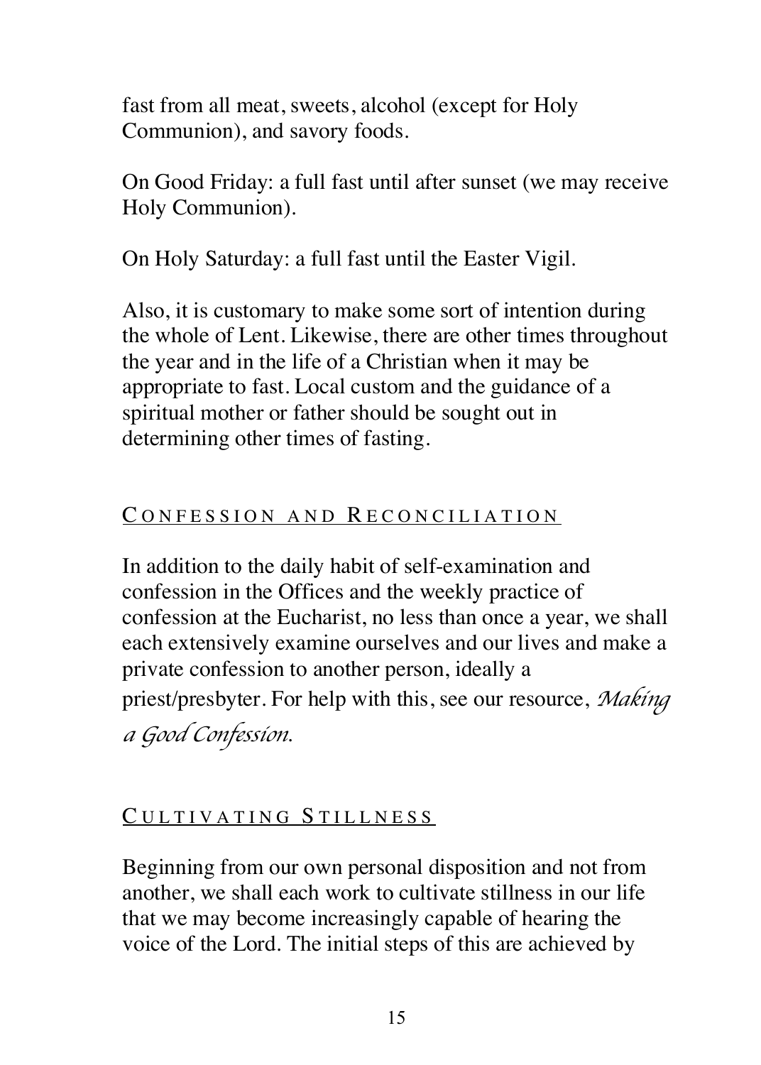fast from all meat, sweets, alcohol (except for Holy Communion), and savory foods.

On Good Friday: a full fast until after sunset (we may receive Holy Communion).

On Holy Saturday: a full fast until the Easter Vigil.

Also, it is customary to make some sort of intention during the whole of Lent. Likewise, there are other times throughout the year and in the life of a Christian when it may be appropriate to fast. Local custom and the guidance of a spiritual mother or father should be sought out in determining other times of fasting.

## Confession and Reconciliation

In addition to the daily habit of self-examination and confession in the Offices and the weekly practice of confession at the Eucharist, no less than once a year, we shall each extensively examine ourselves and our lives and make a private confession to another person, ideally a priest/presbyter. For help with this, see our resource, *Making a Good Confession.*

## Cultivating Stillness

Beginning from our own personal disposition and not from another, we shall each work to cultivate stillness in our life that we may become increasingly capable of hearing the voice of the Lord. The initial steps of this are achieved by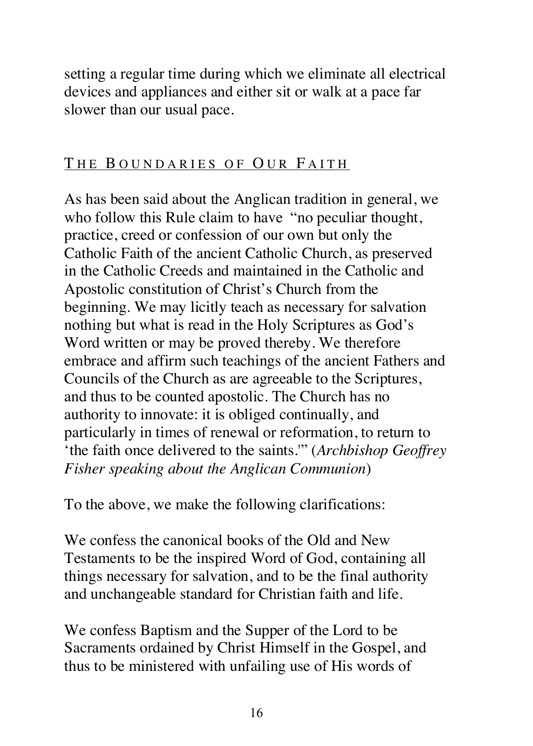setting a regular time during which we eliminate all electrical devices and appliances and either sit or walk at a pace far slower than our usual pace.

## THE BOUNDARIES OF OUR FAITH

As has been said about the Anglican tradition in general, we who follow this Rule claim to have "no peculiar thought, practice, creed or confession of our own but only the Catholic Faith of the ancient Catholic Church, as preserved in the Catholic Creeds and maintained in the Catholic and Apostolic constitution of Christ's Church from the beginning. We may licitly teach as necessary for salvation nothing but what is read in the Holy Scriptures as God's Word written or may be proved thereby. We therefore embrace and affirm such teachings of the ancient Fathers and Councils of the Church as are agreeable to the Scriptures, and thus to be counted apostolic. The Church has no authority to innovate: it is obliged continually, and particularly in times of renewal or reformation, to return to 'the faith once delivered to the saints.'" (*Archbishop Geoffrey Fisher speaking about the Anglican Communion*)

To the above, we make the following clarifications:

We confess the canonical books of the Old and New Testaments to be the inspired Word of God, containing all things necessary for salvation, and to be the final authority and unchangeable standard for Christian faith and life.

We confess Baptism and the Supper of the Lord to be Sacraments ordained by Christ Himself in the Gospel, and thus to be ministered with unfailing use of His words of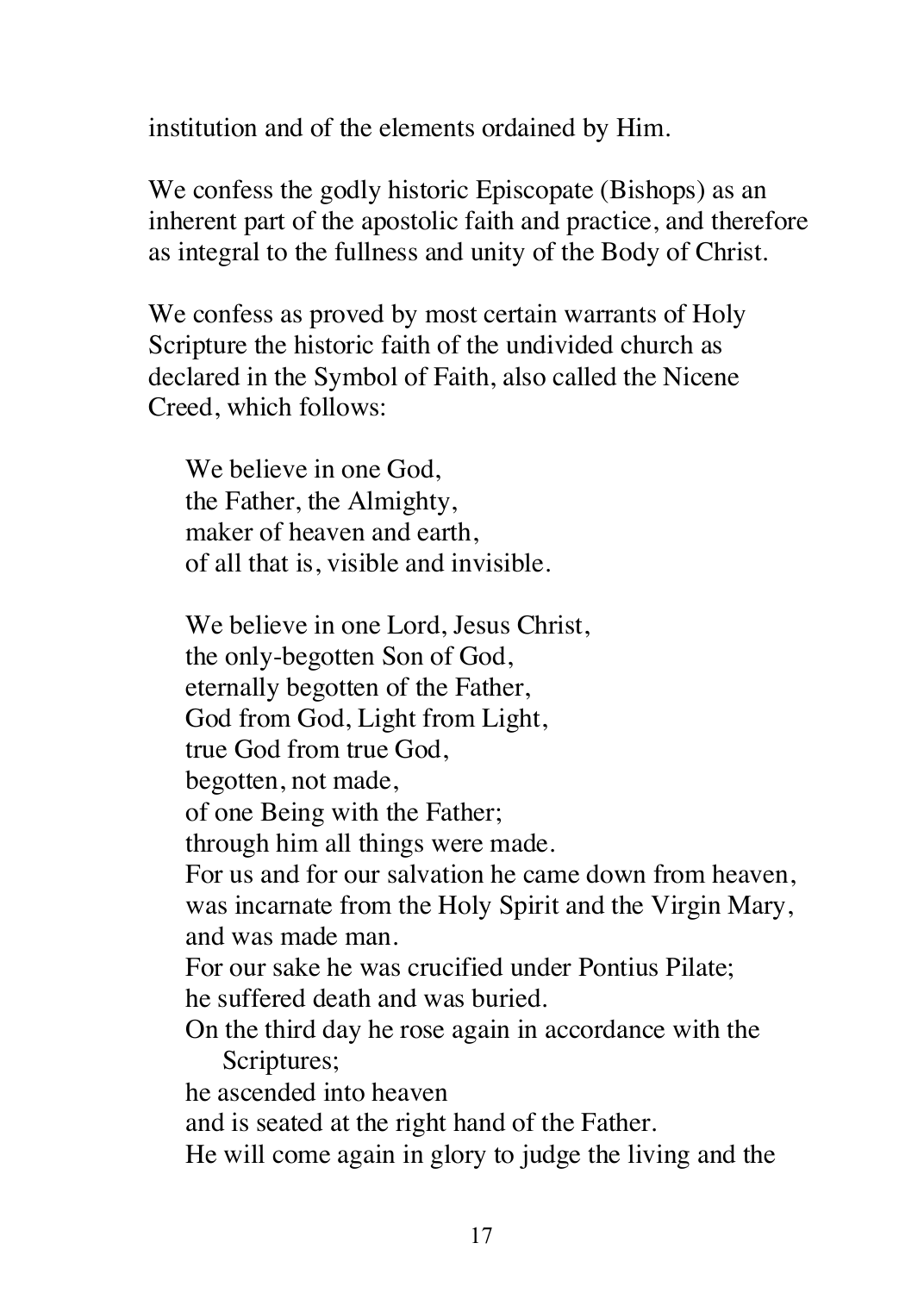institution and of the elements ordained by Him.

We confess the godly historic Episcopate (Bishops) as an inherent part of the apostolic faith and practice, and therefore as integral to the fullness and unity of the Body of Christ.

We confess as proved by most certain warrants of Holy Scripture the historic faith of the undivided church as declared in the Symbol of Faith, also called the Nicene Creed, which follows:

> We believe in one God,
> the Father, the Almighty,
> maker of heaven and earth,
> of all that is, visible and invisible.
>
> We believe in one Lord, Jesus Christ,
> the only-begotten Son of God,
> eternally begotten of the Father,
> God from God, Light from Light,
> true God from true God,
> begotten, not made,
> of one Being with the Father;
> through him all things were made.
> For us and for our salvation he came down from heaven,
> was incarnate from the Holy Spirit and the Virgin Mary,
> and was made man.
> For our sake he was crucified under Pontius Pilate;
> he suffered death and was buried.
> On the third day he rose again in accordance with the Scriptures;
> he ascended into heaven
> and is seated at the right hand of the Father.
> He will come again in glory to judge the living and the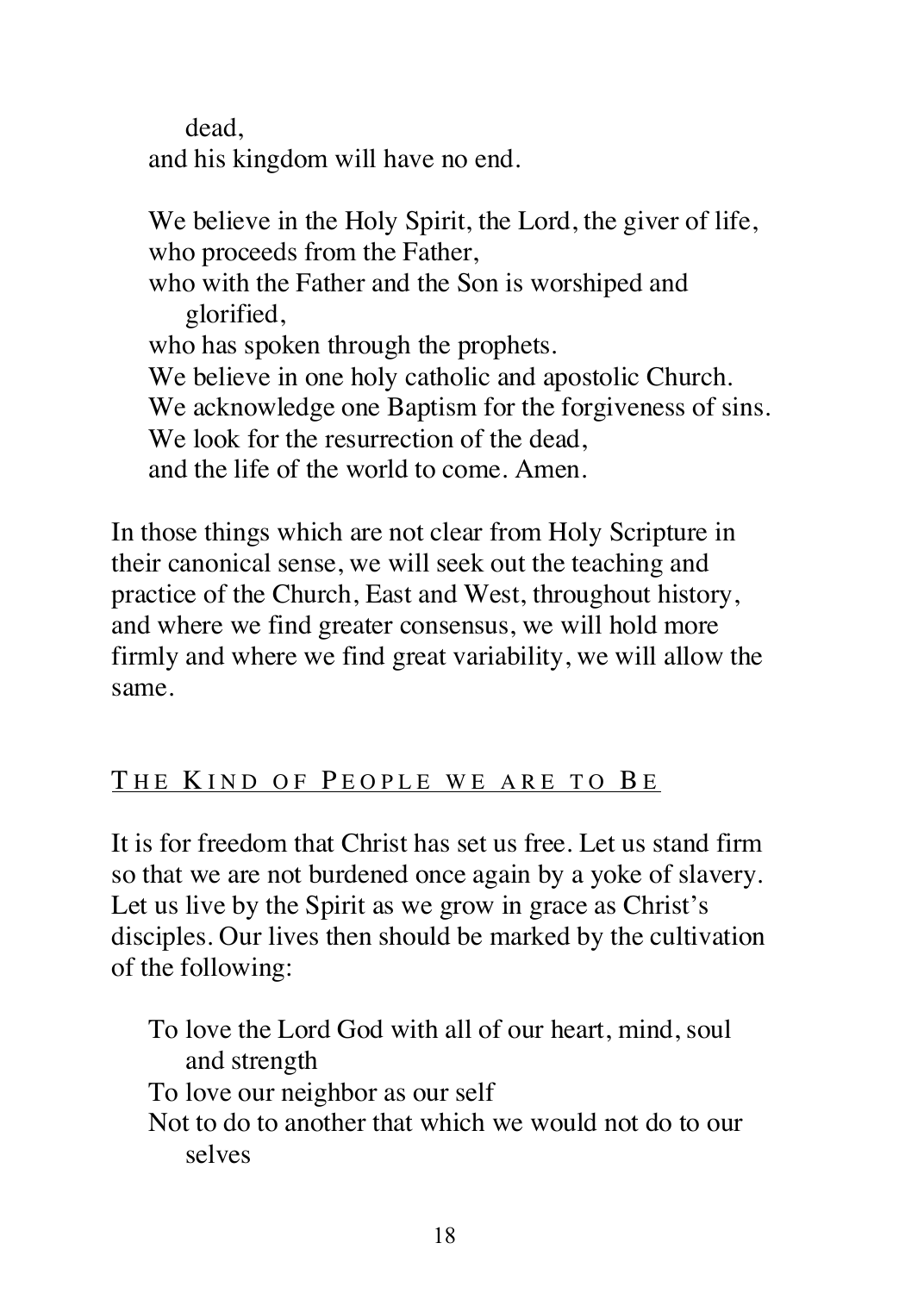dead,
and his kingdom will have no end.

We believe in the Holy Spirit, the Lord, the giver of life,
who proceeds from the Father,
who with the Father and the Son is worshiped and glorified,
who has spoken through the prophets.
We believe in one holy catholic and apostolic Church.
We acknowledge one Baptism for the forgiveness of sins.
We look for the resurrection of the dead,
and the life of the world to come. Amen.

In those things which are not clear from Holy Scripture in their canonical sense, we will seek out the teaching and practice of the Church, East and West, throughout history, and where we find greater consensus, we will hold more firmly and where we find great variability, we will allow the same.

## THE KIND OF PEOPLE WE ARE TO BE

It is for freedom that Christ has set us free. Let us stand firm so that we are not burdened once again by a yoke of slavery. Let us live by the Spirit as we grow in grace as Christ's disciples. Our lives then should be marked by the cultivation of the following:

To love the Lord God with all of our heart, mind, soul and strength
To love our neighbor as our self
Not to do to another that which we would not do to our selves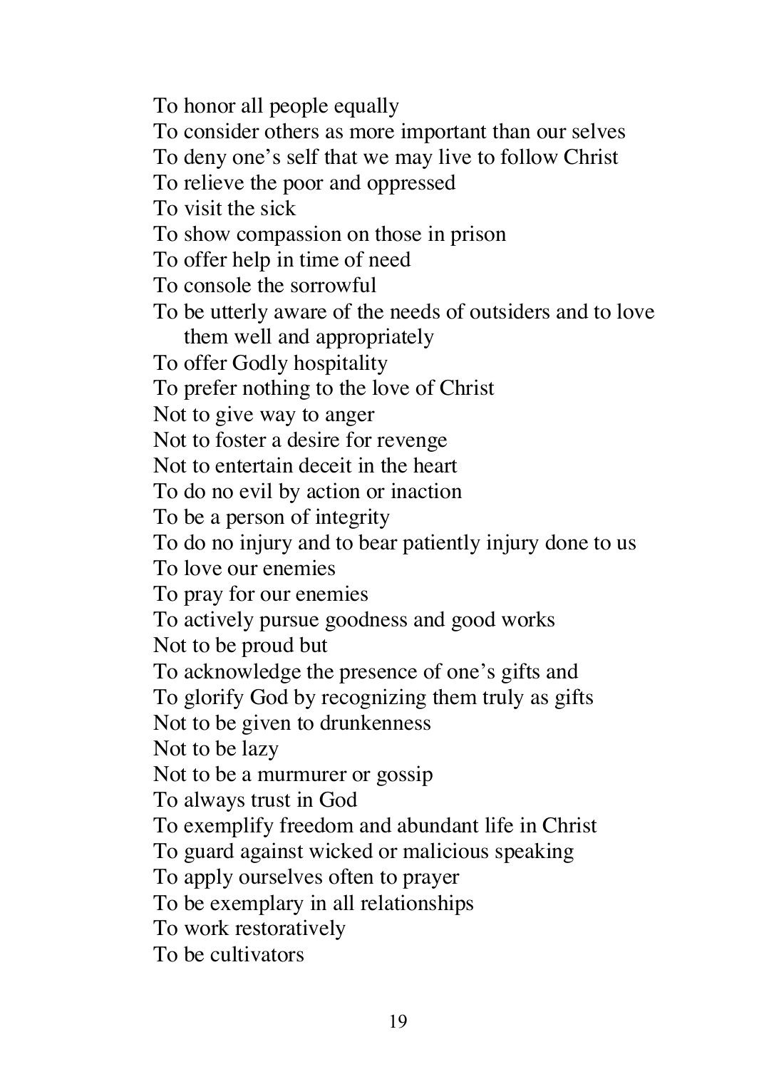To honor all people equally  
To consider others as more important than our selves  
To deny one's self that we may live to follow Christ  
To relieve the poor and oppressed  
To visit the sick  
To show compassion on those in prison  
To offer help in time of need  
To console the sorrowful  
To be utterly aware of the needs of outsiders and to love them well and appropriately  
To offer Godly hospitality  
To prefer nothing to the love of Christ  
Not to give way to anger  
Not to foster a desire for revenge  
Not to entertain deceit in the heart  
To do no evil by action or inaction  
To be a person of integrity  
To do no injury and to bear patiently injury done to us  
To love our enemies  
To pray for our enemies  
To actively pursue goodness and good works  
Not to be proud but  
To acknowledge the presence of one's gifts and  
To glorify God by recognizing them truly as gifts  
Not to be given to drunkenness  
Not to be lazy  
Not to be a murmurer or gossip  
To always trust in God  
To exemplify freedom and abundant life in Christ  
To guard against wicked or malicious speaking  
To apply ourselves often to prayer  
To be exemplary in all relationships  
To work restoratively  
To be cultivators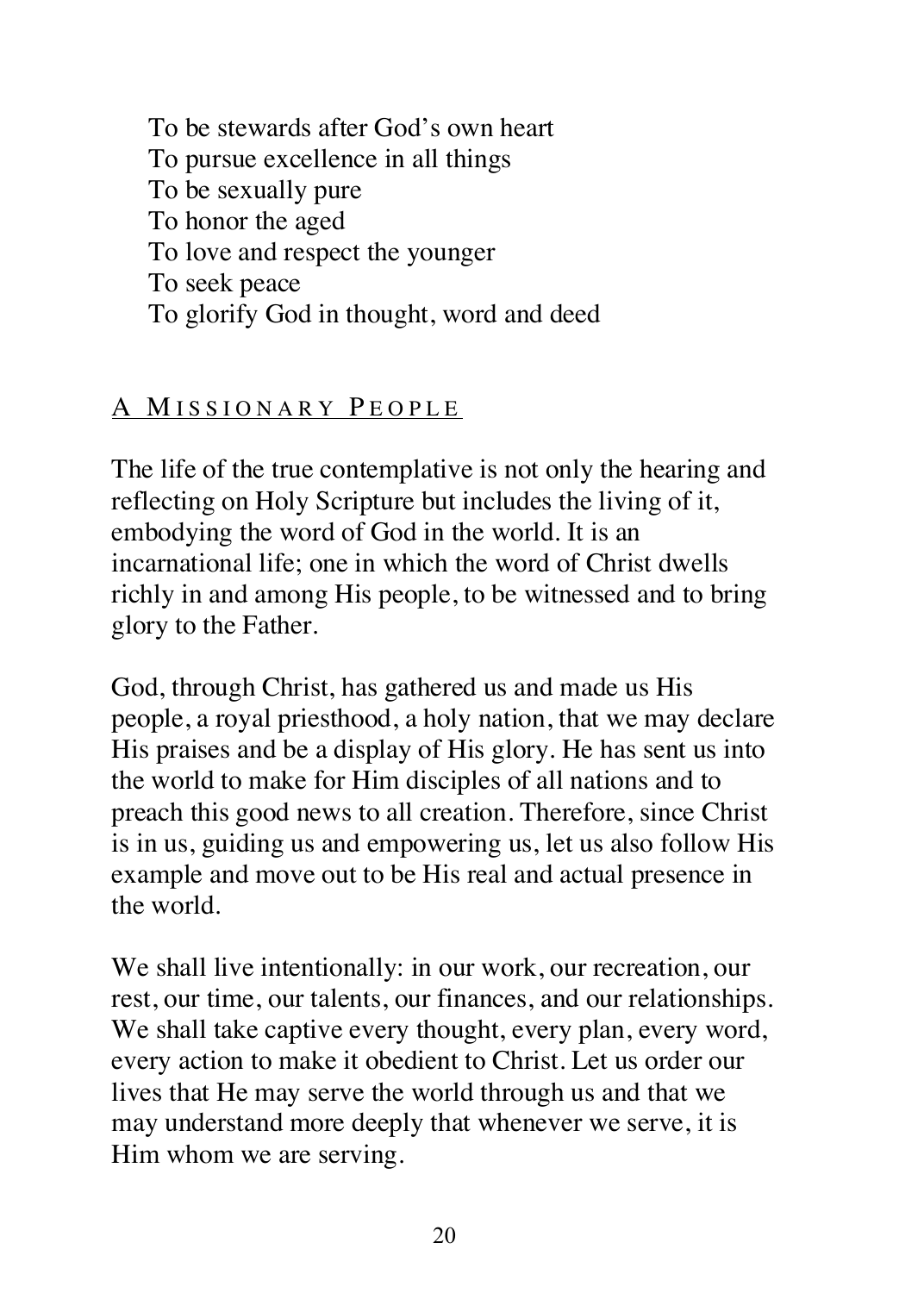To be stewards after God's own heart
To pursue excellence in all things
To be sexually pure
To honor the aged
To love and respect the younger
To seek peace
To glorify God in thought, word and deed

## A MISSIONARY PEOPLE

The life of the true contemplative is not only the hearing and reflecting on Holy Scripture but includes the living of it, embodying the word of God in the world. It is an incarnational life; one in which the word of Christ dwells richly in and among His people, to be witnessed and to bring glory to the Father.

God, through Christ, has gathered us and made us His people, a royal priesthood, a holy nation, that we may declare His praises and be a display of His glory. He has sent us into the world to make for Him disciples of all nations and to preach this good news to all creation. Therefore, since Christ is in us, guiding us and empowering us, let us also follow His example and move out to be His real and actual presence in the world.

We shall live intentionally: in our work, our recreation, our rest, our time, our talents, our finances, and our relationships. We shall take captive every thought, every plan, every word, every action to make it obedient to Christ. Let us order our lives that He may serve the world through us and that we may understand more deeply that whenever we serve, it is Him whom we are serving.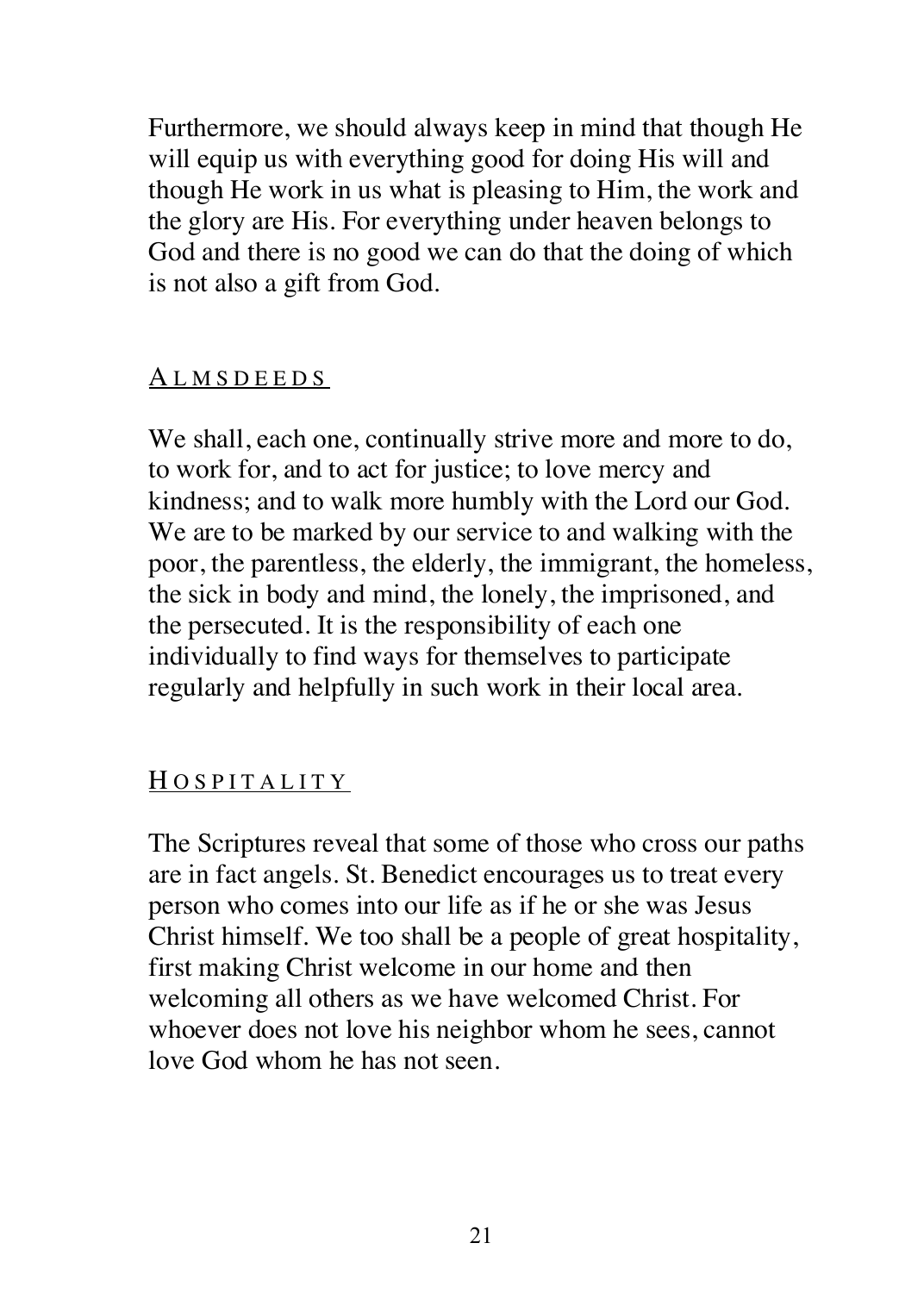Furthermore, we should always keep in mind that though He will equip us with everything good for doing His will and though He work in us what is pleasing to Him, the work and the glory are His. For everything under heaven belongs to God and there is no good we can do that the doing of which is not also a gift from God.

## ALMSDEEDS

We shall, each one, continually strive more and more to do, to work for, and to act for justice; to love mercy and kindness; and to walk more humbly with the Lord our God. We are to be marked by our service to and walking with the poor, the parentless, the elderly, the immigrant, the homeless, the sick in body and mind, the lonely, the imprisoned, and the persecuted. It is the responsibility of each one individually to find ways for themselves to participate regularly and helpfully in such work in their local area.

## HOSPITALITY

The Scriptures reveal that some of those who cross our paths are in fact angels. St. Benedict encourages us to treat every person who comes into our life as if he or she was Jesus Christ himself. We too shall be a people of great hospitality, first making Christ welcome in our home and then welcoming all others as we have welcomed Christ. For whoever does not love his neighbor whom he sees, cannot love God whom he has not seen.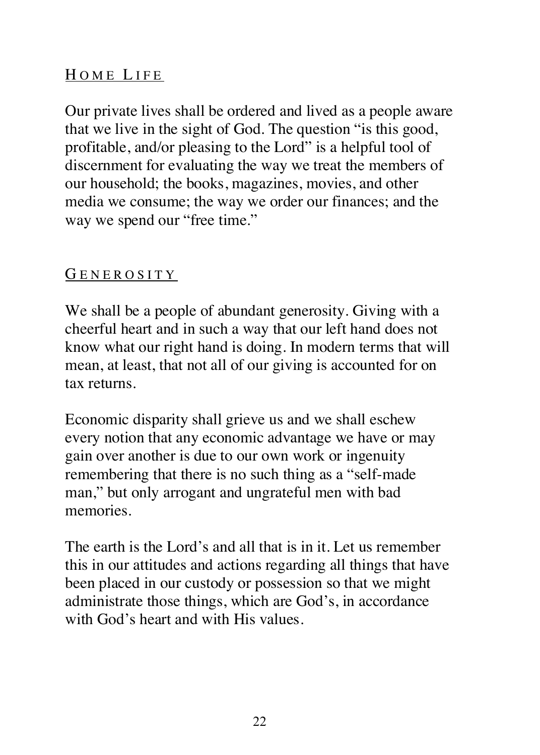## Home Life

Our private lives shall be ordered and lived as a people aware that we live in the sight of God. The question "is this good, profitable, and/or pleasing to the Lord" is a helpful tool of discernment for evaluating the way we treat the members of our household; the books, magazines, movies, and other media we consume; the way we order our finances; and the way we spend our "free time."

## Generosity

We shall be a people of abundant generosity. Giving with a cheerful heart and in such a way that our left hand does not know what our right hand is doing. In modern terms that will mean, at least, that not all of our giving is accounted for on tax returns.

Economic disparity shall grieve us and we shall eschew every notion that any economic advantage we have or may gain over another is due to our own work or ingenuity remembering that there is no such thing as a "self-made man," but only arrogant and ungrateful men with bad memories.

The earth is the Lord's and all that is in it. Let us remember this in our attitudes and actions regarding all things that have been placed in our custody or possession so that we might administrate those things, which are God's, in accordance with God's heart and with His values.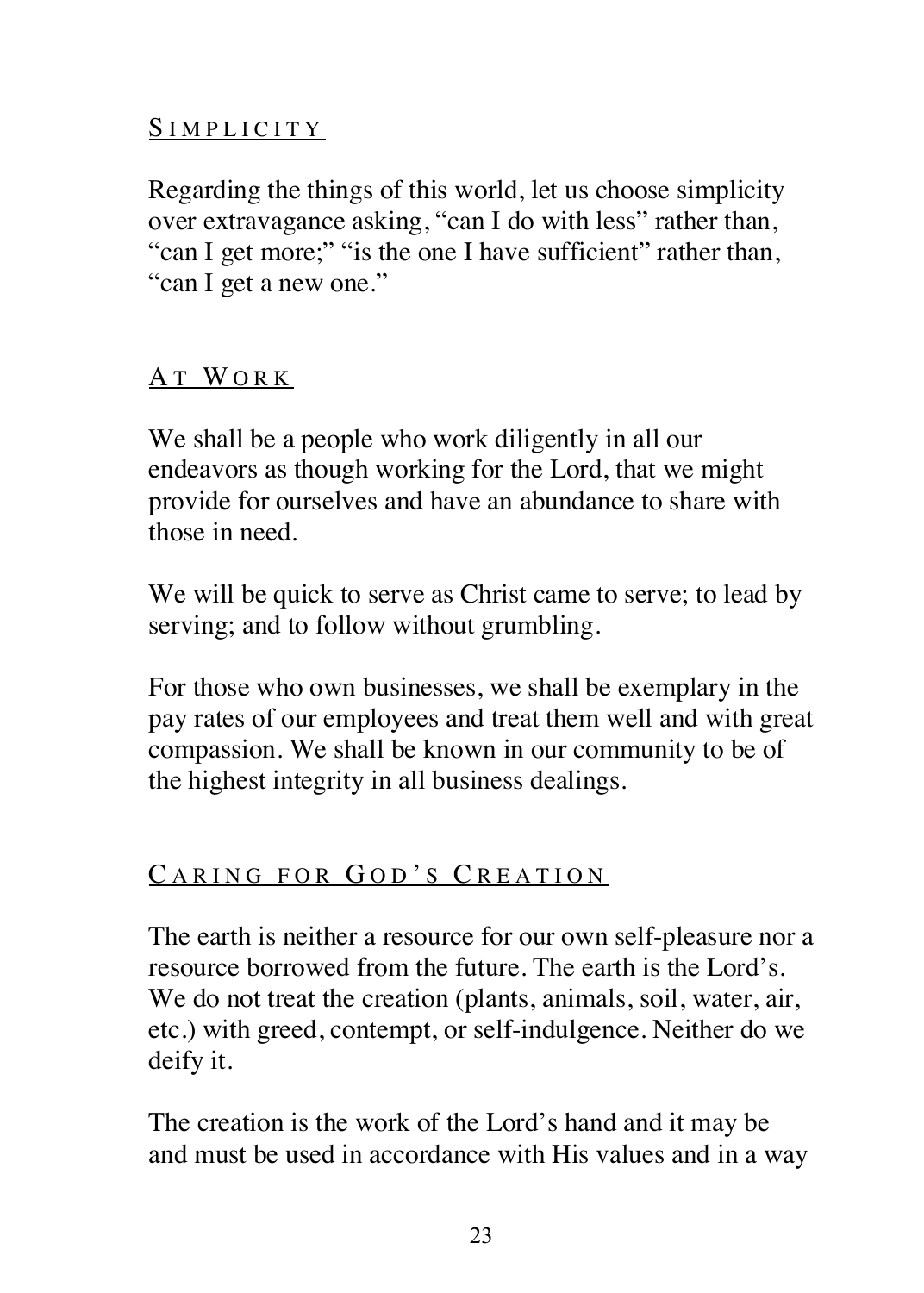## Simplicity

Regarding the things of this world, let us choose simplicity over extravagance asking, "can I do with less" rather than, "can I get more;" "is the one I have sufficient" rather than, "can I get a new one."

## At Work

We shall be a people who work diligently in all our endeavors as though working for the Lord, that we might provide for ourselves and have an abundance to share with those in need.

We will be quick to serve as Christ came to serve; to lead by serving; and to follow without grumbling.

For those who own businesses, we shall be exemplary in the pay rates of our employees and treat them well and with great compassion. We shall be known in our community to be of the highest integrity in all business dealings.

## Caring for God's Creation

The earth is neither a resource for our own self-pleasure nor a resource borrowed from the future. The earth is the Lord's. We do not treat the creation (plants, animals, soil, water, air, etc.) with greed, contempt, or self-indulgence. Neither do we deify it.

The creation is the work of the Lord's hand and it may be and must be used in accordance with His values and in a way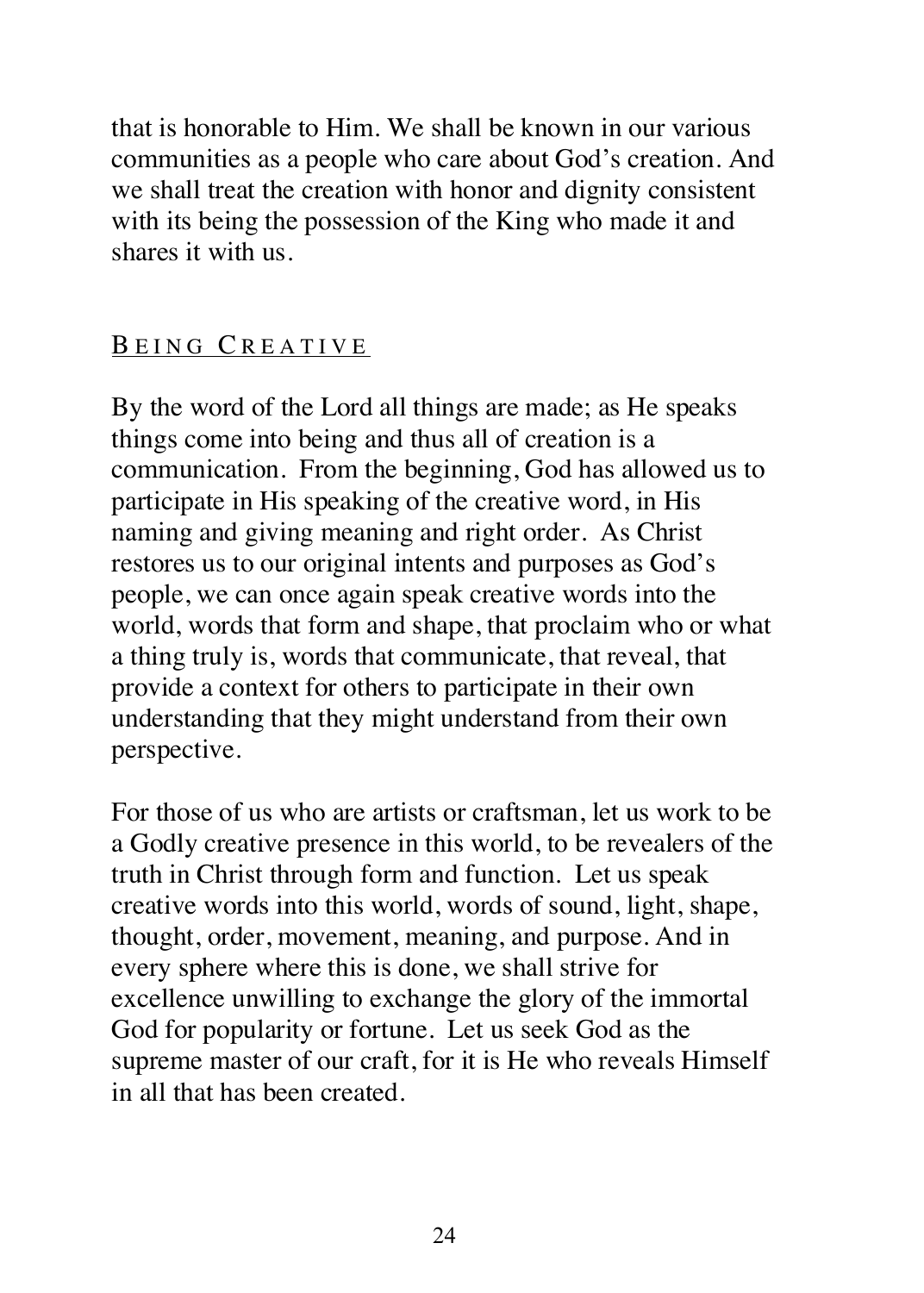that is honorable to Him. We shall be known in our various communities as a people who care about God's creation. And we shall treat the creation with honor and dignity consistent with its being the possession of the King who made it and shares it with us.

## Being Creative

By the word of the Lord all things are made; as He speaks things come into being and thus all of creation is a communication. From the beginning, God has allowed us to participate in His speaking of the creative word, in His naming and giving meaning and right order. As Christ restores us to our original intents and purposes as God's people, we can once again speak creative words into the world, words that form and shape, that proclaim who or what a thing truly is, words that communicate, that reveal, that provide a context for others to participate in their own understanding that they might understand from their own perspective.

For those of us who are artists or craftsman, let us work to be a Godly creative presence in this world, to be revealers of the truth in Christ through form and function. Let us speak creative words into this world, words of sound, light, shape, thought, order, movement, meaning, and purpose. And in every sphere where this is done, we shall strive for excellence unwilling to exchange the glory of the immortal God for popularity or fortune. Let us seek God as the supreme master of our craft, for it is He who reveals Himself in all that has been created.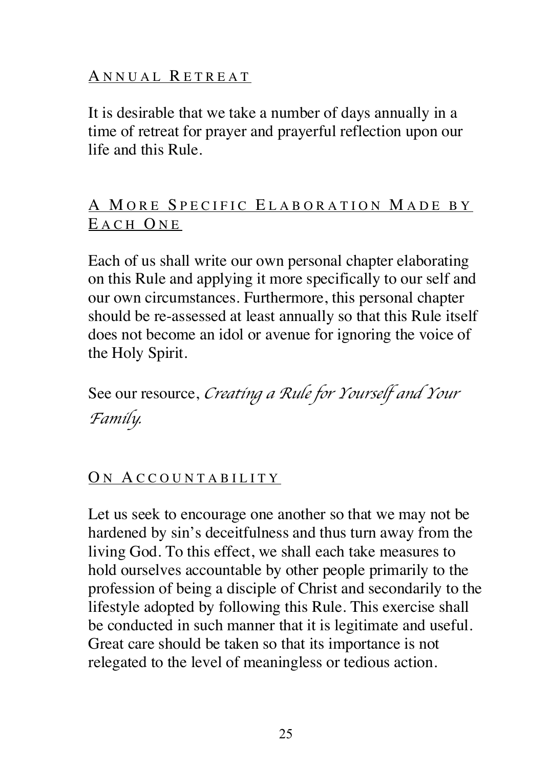## Annual Retreat

It is desirable that we take a number of days annually in a time of retreat for prayer and prayerful reflection upon our life and this Rule.

## A More Specific Elaboration Made by Each One

Each of us shall write our own personal chapter elaborating on this Rule and applying it more specifically to our self and our own circumstances. Furthermore, this personal chapter should be re-assessed at least annually so that this Rule itself does not become an idol or avenue for ignoring the voice of the Holy Spirit.

See our resource, *Creating a Rule for Yourself and Your Family.*

## On Accountability

Let us seek to encourage one another so that we may not be hardened by sin's deceitfulness and thus turn away from the living God. To this effect, we shall each take measures to hold ourselves accountable by other people primarily to the profession of being a disciple of Christ and secondarily to the lifestyle adopted by following this Rule. This exercise shall be conducted in such manner that it is legitimate and useful. Great care should be taken so that its importance is not relegated to the level of meaningless or tedious action.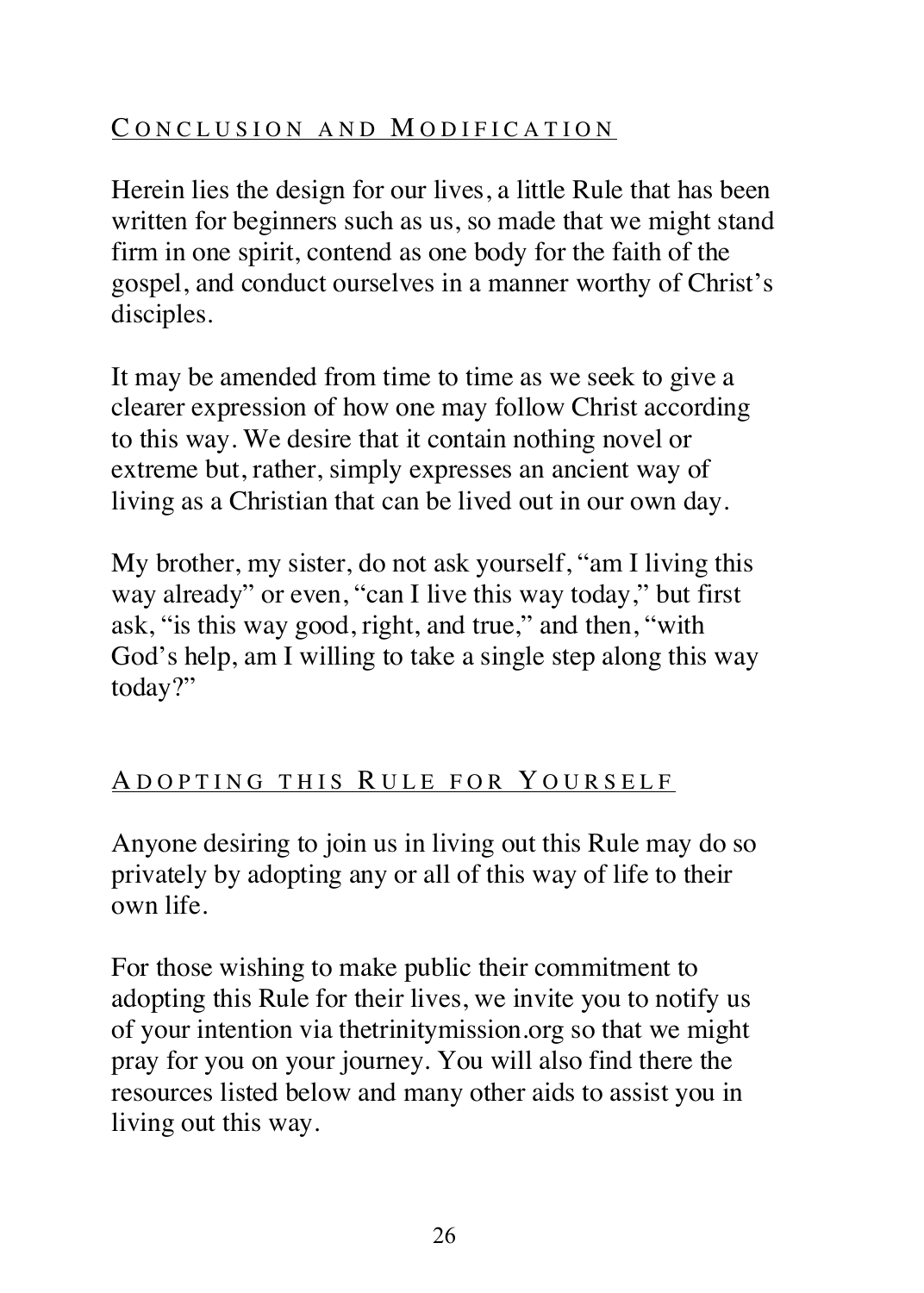## Conclusion and Modification

Herein lies the design for our lives, a little Rule that has been written for beginners such as us, so made that we might stand firm in one spirit, contend as one body for the faith of the gospel, and conduct ourselves in a manner worthy of Christ's disciples.

It may be amended from time to time as we seek to give a clearer expression of how one may follow Christ according to this way. We desire that it contain nothing novel or extreme but, rather, simply expresses an ancient way of living as a Christian that can be lived out in our own day.

My brother, my sister, do not ask yourself, "am I living this way already" or even, "can I live this way today," but first ask, "is this way good, right, and true," and then, "with God's help, am I willing to take a single step along this way today?"

## Adopting this Rule for Yourself

Anyone desiring to join us in living out this Rule may do so privately by adopting any or all of this way of life to their own life.

For those wishing to make public their commitment to adopting this Rule for their lives, we invite you to notify us of your intention via thetrinitymission.org so that we might pray for you on your journey. You will also find there the resources listed below and many other aids to assist you in living out this way.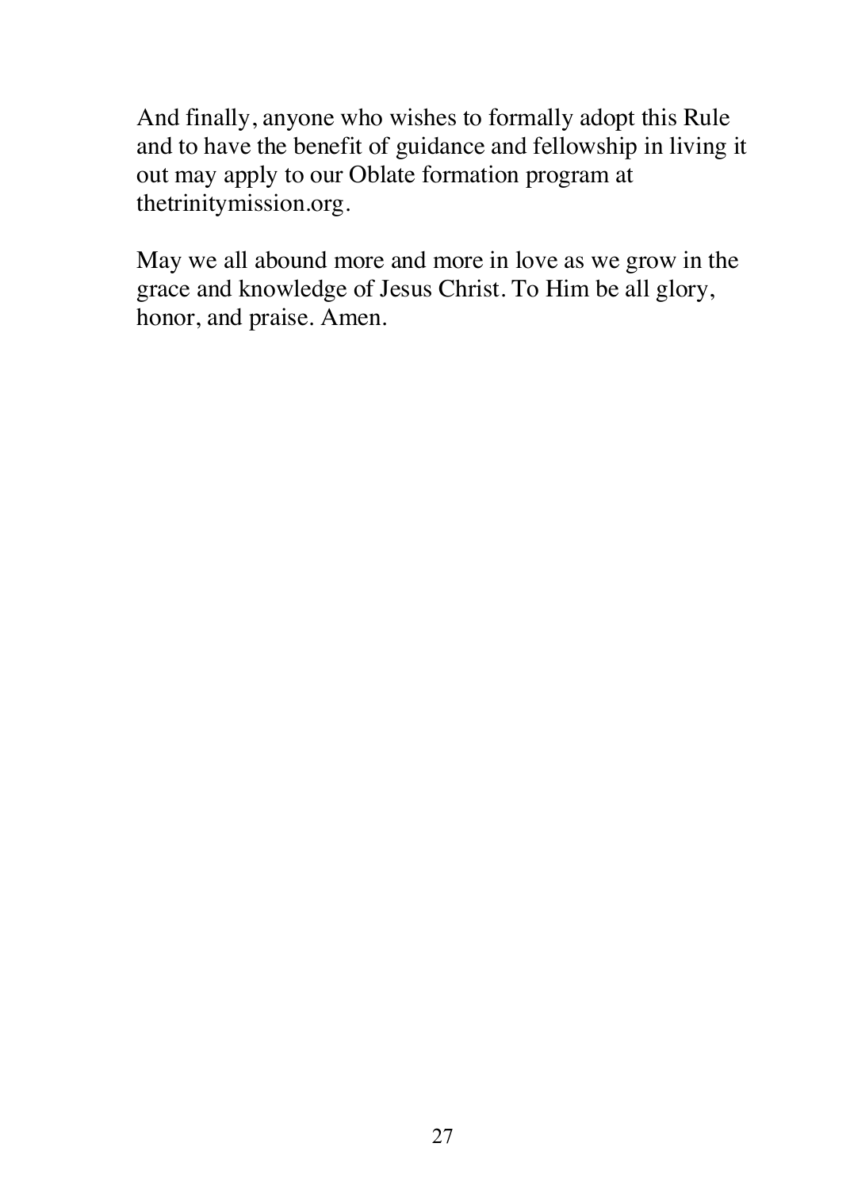And finally, anyone who wishes to formally adopt this Rule and to have the benefit of guidance and fellowship in living it out may apply to our Oblate formation program at thetrinitymission.org.

May we all abound more and more in love as we grow in the grace and knowledge of Jesus Christ. To Him be all glory, honor, and praise. Amen.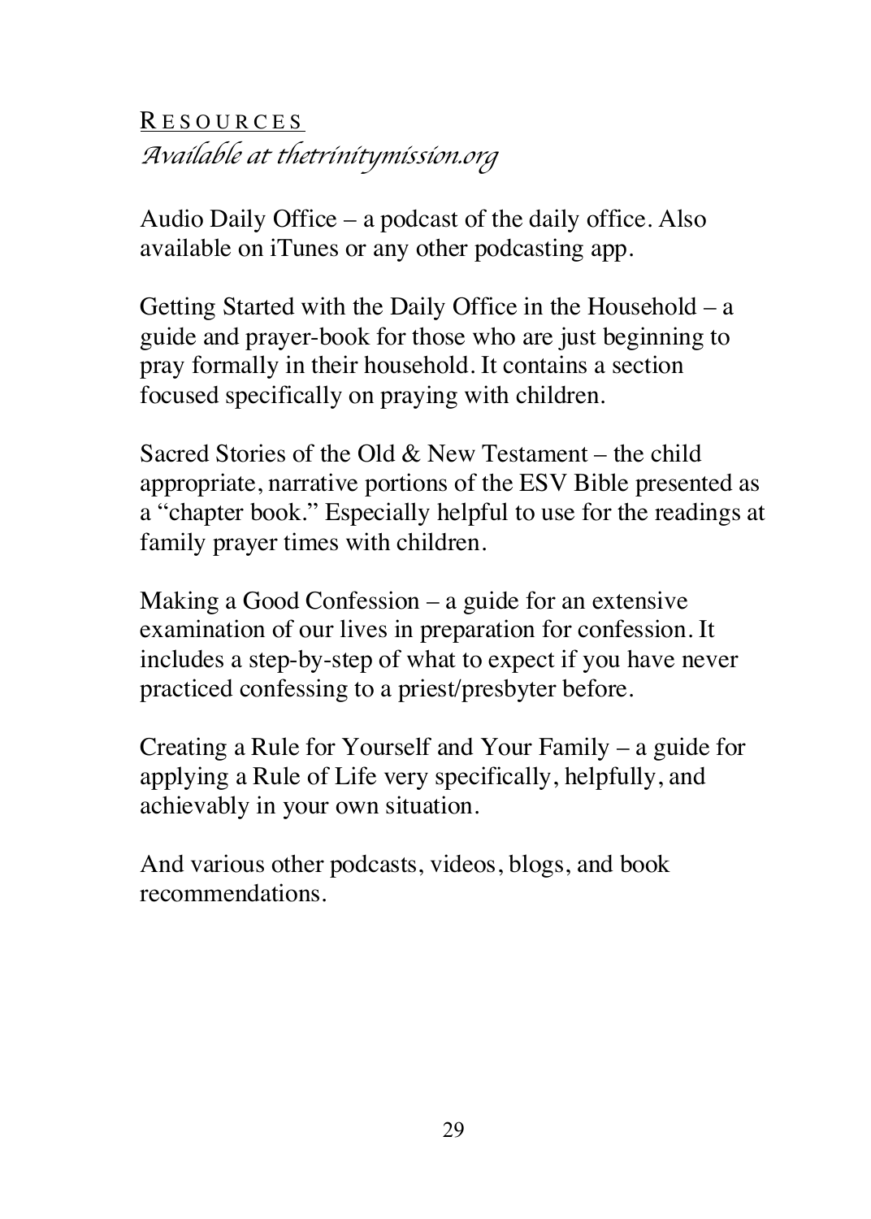## RESOURCES

*Available at thetrinitymission.org*

Audio Daily Office – a podcast of the daily office. Also available on iTunes or any other podcasting app.

Getting Started with the Daily Office in the Household – a guide and prayer-book for those who are just beginning to pray formally in their household. It contains a section focused specifically on praying with children.

Sacred Stories of the Old & New Testament – the child appropriate, narrative portions of the ESV Bible presented as a "chapter book." Especially helpful to use for the readings at family prayer times with children.

Making a Good Confession – a guide for an extensive examination of our lives in preparation for confession. It includes a step-by-step of what to expect if you have never practiced confessing to a priest/presbyter before.

Creating a Rule for Yourself and Your Family – a guide for applying a Rule of Life very specifically, helpfully, and achievably in your own situation.

And various other podcasts, videos, blogs, and book recommendations.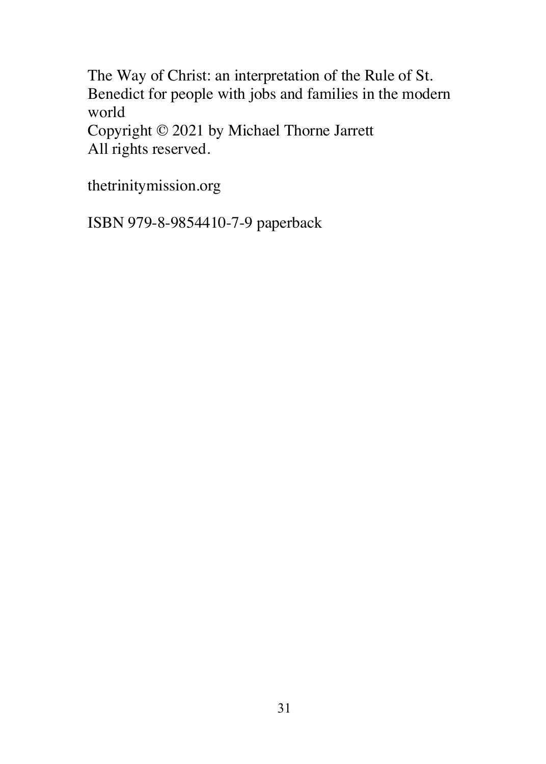The Way of Christ: an interpretation of the Rule of St. Benedict for people with jobs and families in the modern world
Copyright © 2021 by Michael Thorne Jarrett
All rights reserved.

thetrinitymission.org

ISBN 979-8-9854410-7-9 paperback